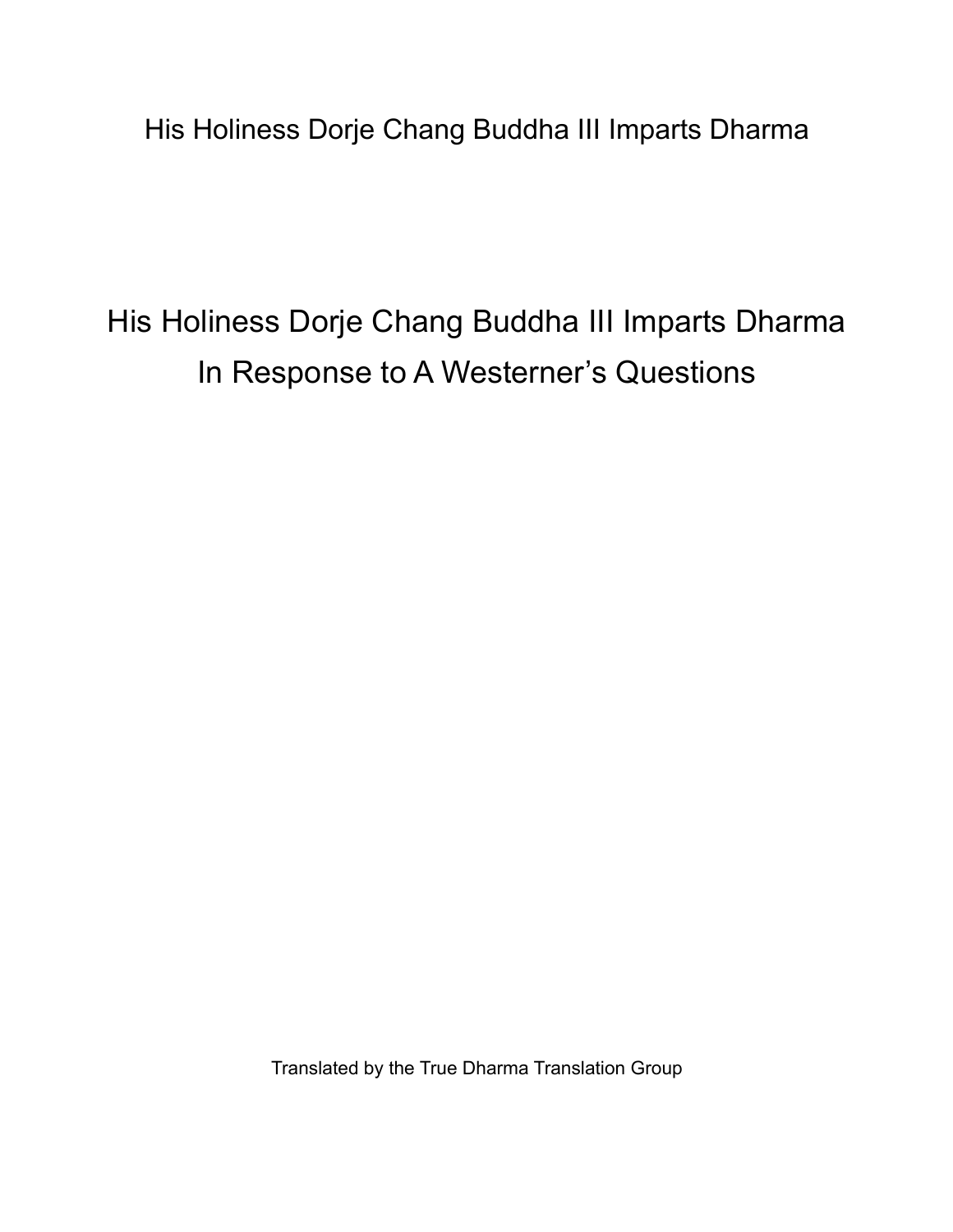His Holiness Dorje Chang Buddha III Imparts Dharma

# His Holiness Dorje Chang Buddha III Imparts Dharma In Response to A Westerner's Questions

Translated by the True Dharma Translation Group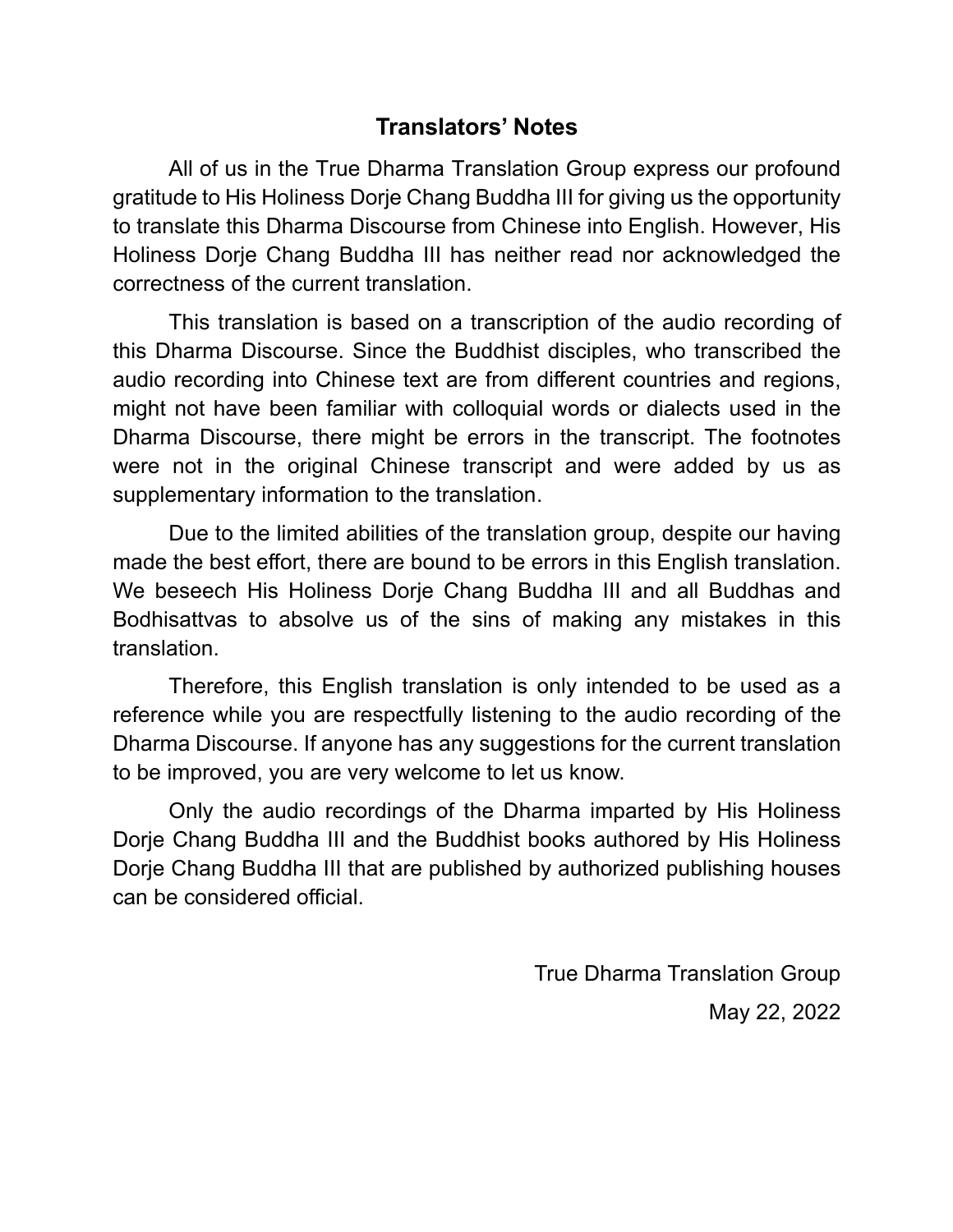## Translators' Notes

All of us in the True Dharma Translation Group express our profound gratitude to His Holiness Dorje Chang Buddha III for giving us the opportunity to translate this Dharma Discourse from Chinese into English. However, His Holiness Dorje Chang Buddha III has neither read nor acknowledged the correctness of the current translation.

This translation is based on a transcription of the audio recording of this Dharma Discourse. Since the Buddhist disciples, who transcribed the audio recording into Chinese text are from different countries and regions, might not have been familiar with colloquial words or dialects used in the Dharma Discourse, there might be errors in the transcript. The footnotes were not in the original Chinese transcript and were added by us as supplementary information to the translation.

Due to the limited abilities of the translation group, despite our having made the best effort, there are bound to be errors in this English translation. We beseech His Holiness Dorje Chang Buddha III and all Buddhas and Bodhisattvas to absolve us of the sins of making any mistakes in this translation.

Therefore, this English translation is only intended to be used as a reference while you are respectfully listening to the audio recording of the Dharma Discourse. If anyone has any suggestions for the current translation to be improved, you are very welcome to let us know.

Only the audio recordings of the Dharma imparted by His Holiness Dorje Chang Buddha III and the Buddhist books authored by His Holiness Dorje Chang Buddha III that are published by authorized publishing houses can be considered official.

True Dharma Translation Group

May 22, 2022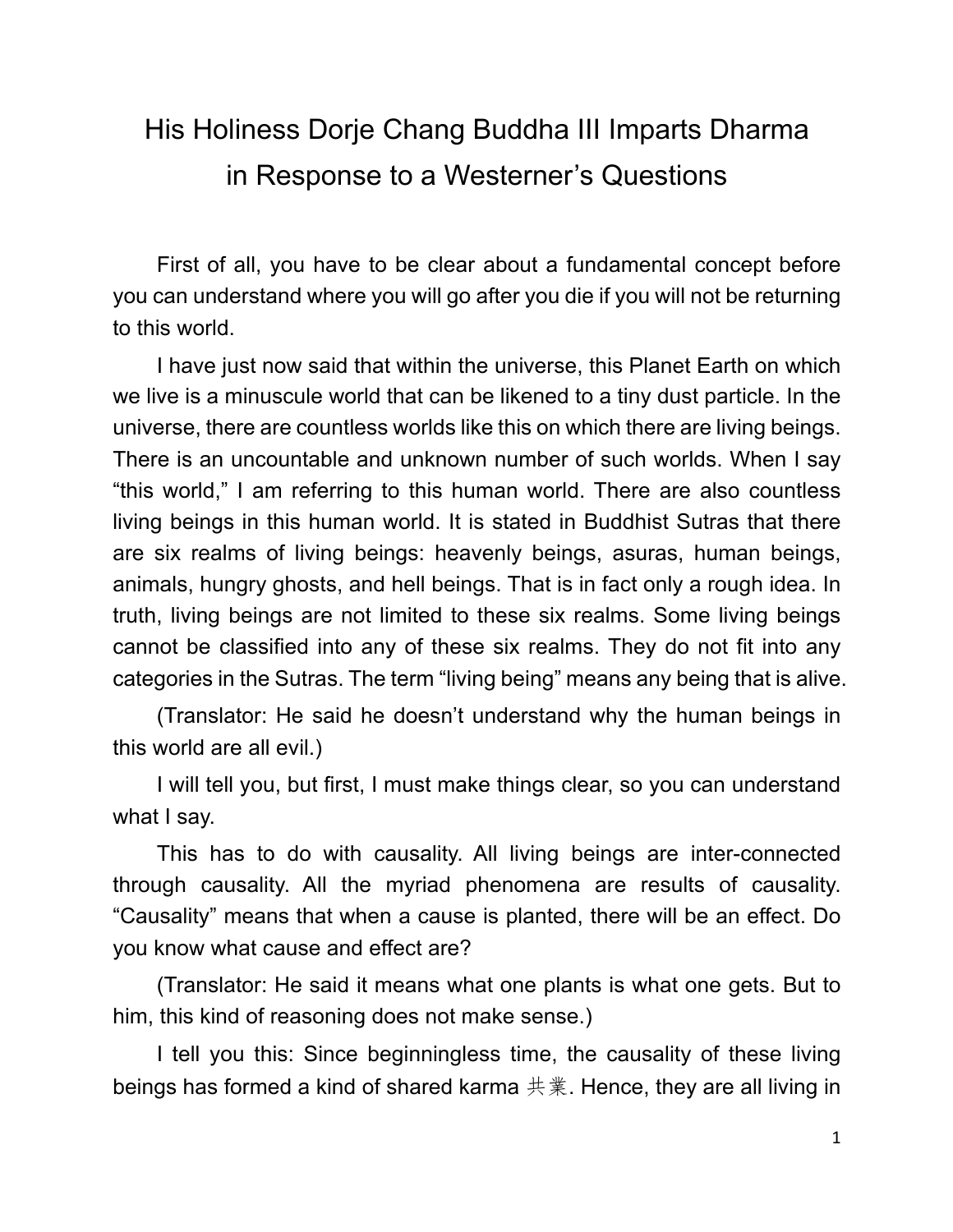# His Holiness Dorje Chang Buddha III Imparts Dharma in Response to a Westerner's Questions

First of all, you have to be clear about a fundamental concept before you can understand where you will go after you die if you will not be returning to this world.

I have just now said that within the universe, this Planet Earth on which we live is a minuscule world that can be likened to a tiny dust particle. In the universe, there are countless worlds like this on which there are living beings. There is an uncountable and unknown number of such worlds. When I say "this world," I am referring to this human world. There are also countless living beings in this human world. It is stated in Buddhist Sutras that there are six realms of living beings: heavenly beings, asuras, human beings, animals, hungry ghosts, and hell beings. That is in fact only a rough idea. In truth, living beings are not limited to these six realms. Some living beings cannot be classified into any of these six realms. They do not fit into any categories in the Sutras. The term "living being" means any being that is alive.

(Translator: He said he doesn't understand why the human beings in this world are all evil.)

I will tell you, but first, I must make things clear, so you can understand what I say.

This has to do with causality. All living beings are inter-connected through causality. All the myriad phenomena are results of causality. "Causality" means that when a cause is planted, there will be an effect. Do you know what cause and effect are?

(Translator: He said it means what one plants is what one gets. But to him, this kind of reasoning does not make sense.)

I tell you this: Since beginningless time, the causality of these living beings has formed a kind of shared karma 共業. Hence, they are all living in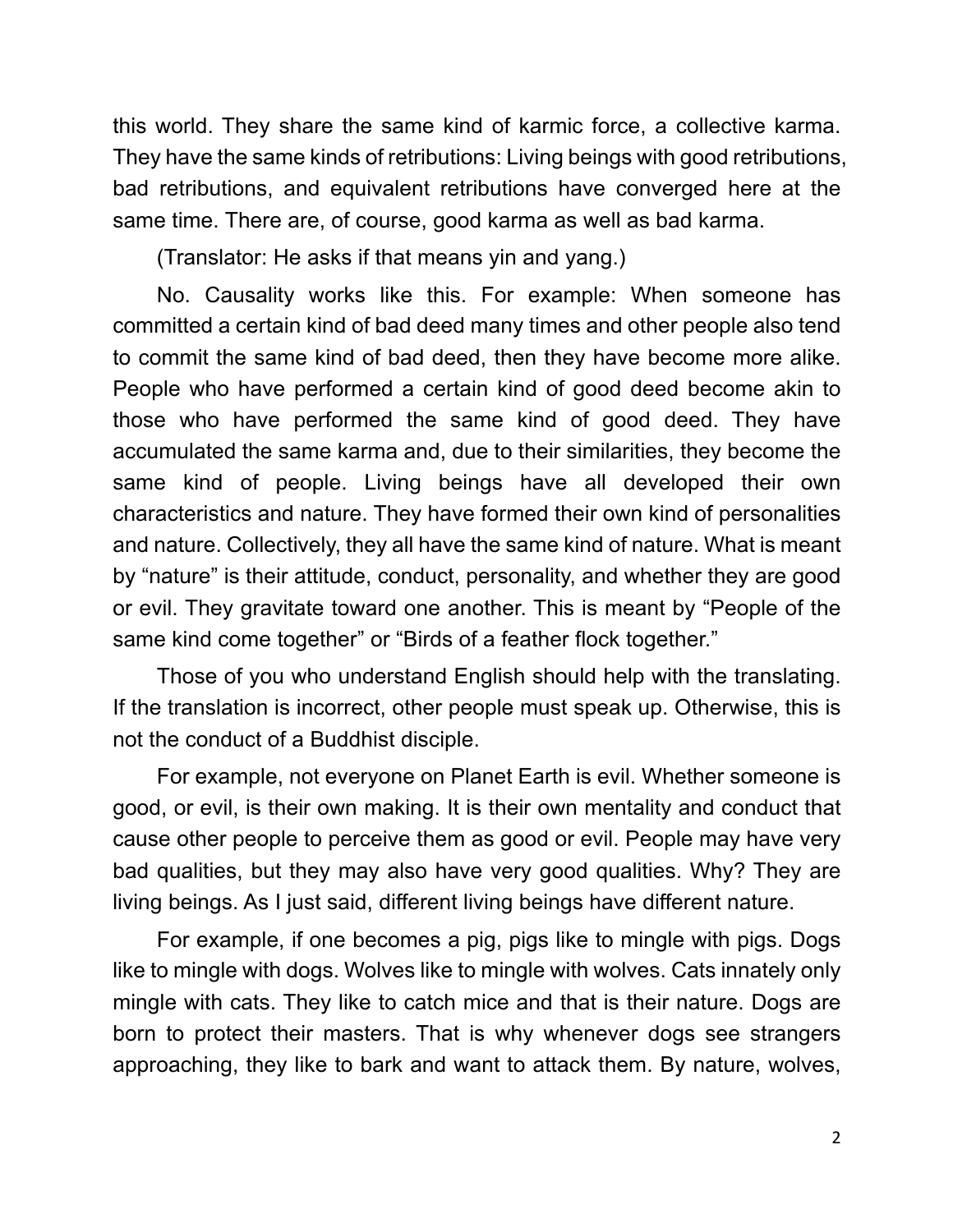this world. They share the same kind of karmic force, a collective karma. They have the same kinds of retributions: Living beings with good retributions, bad retributions, and equivalent retributions have converged here at the same time. There are, of course, good karma as well as bad karma.

(Translator: He asks if that means yin and yang.)

No. Causality works like this. For example: When someone has committed a certain kind of bad deed many times and other people also tend to commit the same kind of bad deed, then they have become more alike. People who have performed a certain kind of good deed become akin to those who have performed the same kind of good deed. They have accumulated the same karma and, due to their similarities, they become the same kind of people. Living beings have all developed their own characteristics and nature. They have formed their own kind of personalities and nature. Collectively, they all have the same kind of nature. What is meant by "nature" is their attitude, conduct, personality, and whether they are good or evil. They gravitate toward one another. This is meant by "People of the same kind come together" or "Birds of a feather flock together."

Those of you who understand English should help with the translating. If the translation is incorrect, other people must speak up. Otherwise, this is not the conduct of a Buddhist disciple.

For example, not everyone on Planet Earth is evil. Whether someone is good, or evil, is their own making. It is their own mentality and conduct that cause other people to perceive them as good or evil. People may have very bad qualities, but they may also have very good qualities. Why? They are living beings. As I just said, different living beings have different nature.

For example, if one becomes a pig, pigs like to mingle with pigs. Dogs like to mingle with dogs. Wolves like to mingle with wolves. Cats innately only mingle with cats. They like to catch mice and that is their nature. Dogs are born to protect their masters. That is why whenever dogs see strangers approaching, they like to bark and want to attack them. By nature, wolves,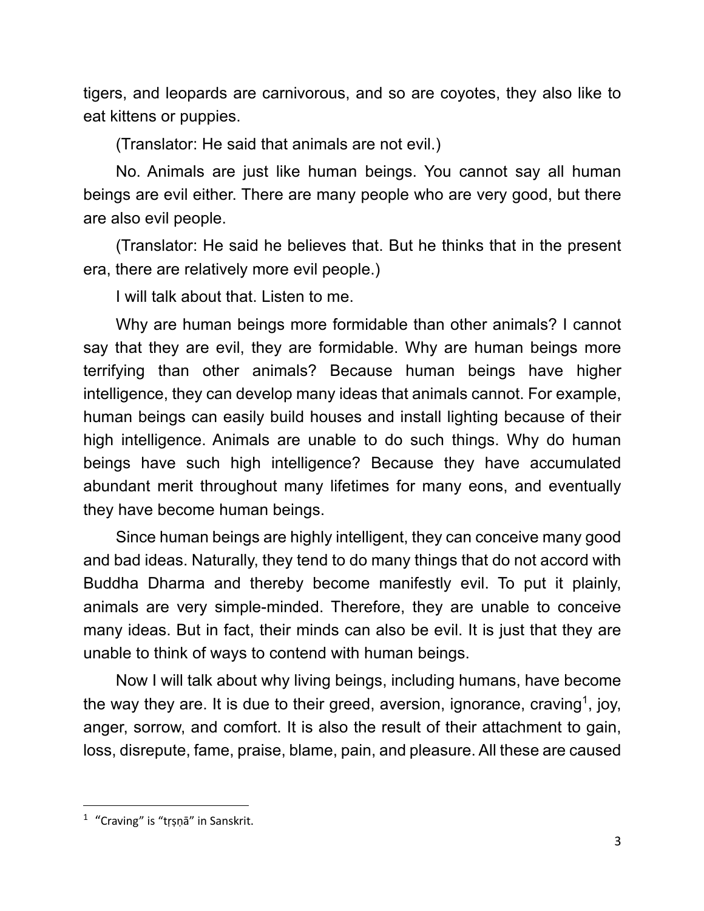tigers, and leopards are carnivorous, and so are coyotes, they also like to eat kittens or puppies.

(Translator: He said that animals are not evil.)

No. Animals are just like human beings. You cannot say all human beings are evil either. There are many people who are very good, but there are also evil people.

(Translator: He said he believes that. But he thinks that in the present era, there are relatively more evil people.)

I will talk about that. Listen to me.

Why are human beings more formidable than other animals? I cannot say that they are evil, they are formidable. Why are human beings more terrifying than other animals? Because human beings have higher intelligence, they can develop many ideas that animals cannot. For example, human beings can easily build houses and install lighting because of their high intelligence. Animals are unable to do such things. Why do human beings have such high intelligence? Because they have accumulated abundant merit throughout many lifetimes for many eons, and eventually they have become human beings.

Since human beings are highly intelligent, they can conceive many good and bad ideas. Naturally, they tend to do many things that do not accord with Buddha Dharma and thereby become manifestly evil. To put it plainly, animals are very simple-minded. Therefore, they are unable to conceive many ideas. But in fact, their minds can also be evil. It is just that they are unable to think of ways to contend with human beings.

Now I will talk about why living beings, including humans, have become the way they are. It is due to their greed, aversion, ignorance, craving[1], joy, anger, sorrow, and comfort. It is also the result of their attachment to gain, loss, disrepute, fame, praise, blame, pain, and pleasure. All these are caused

[1] "Craving" is "tṛṣṇā" in Sanskrit.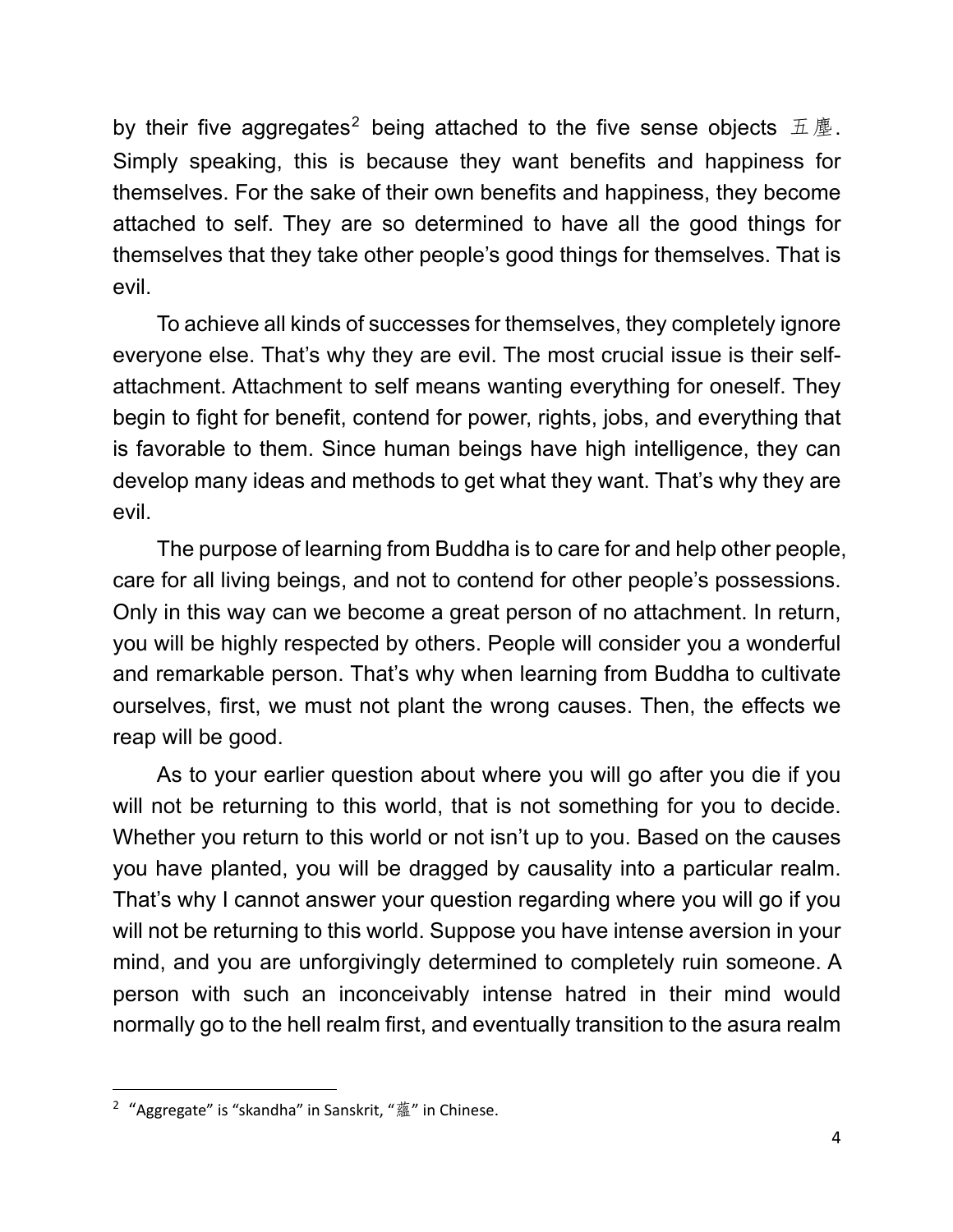by their five aggregates[2] being attached to the five sense objects 五塵. Simply speaking, this is because they want benefits and happiness for themselves. For the sake of their own benefits and happiness, they become attached to self. They are so determined to have all the good things for themselves that they take other people's good things for themselves. That is evil.

To achieve all kinds of successes for themselves, they completely ignore everyone else. That's why they are evil. The most crucial issue is their self-attachment. Attachment to self means wanting everything for oneself. They begin to fight for benefit, contend for power, rights, jobs, and everything that is favorable to them. Since human beings have high intelligence, they can develop many ideas and methods to get what they want. That's why they are evil.

The purpose of learning from Buddha is to care for and help other people, care for all living beings, and not to contend for other people's possessions. Only in this way can we become a great person of no attachment. In return, you will be highly respected by others. People will consider you a wonderful and remarkable person. That's why when learning from Buddha to cultivate ourselves, first, we must not plant the wrong causes. Then, the effects we reap will be good.

As to your earlier question about where you will go after you die if you will not be returning to this world, that is not something for you to decide. Whether you return to this world or not isn't up to you. Based on the causes you have planted, you will be dragged by causality into a particular realm. That's why I cannot answer your question regarding where you will go if you will not be returning to this world. Suppose you have intense aversion in your mind, and you are unforgivingly determined to completely ruin someone. A person with such an inconceivably intense hatred in their mind would normally go to the hell realm first, and eventually transition to the asura realm

---

[2] "Aggregate" is "skandha" in Sanskrit, "蘊" in Chinese.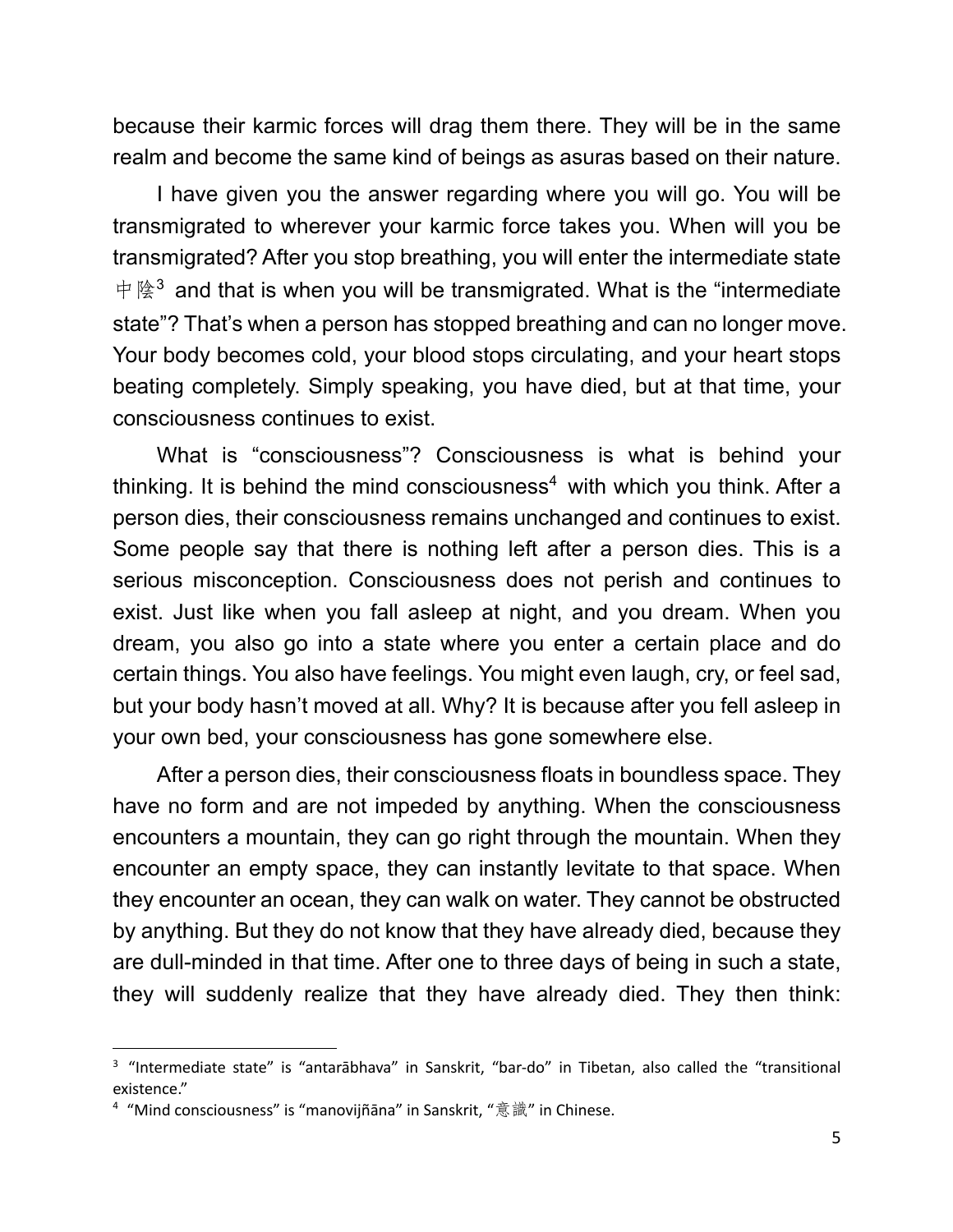because their karmic forces will drag them there. They will be in the same realm and become the same kind of beings as asuras based on their nature.

I have given you the answer regarding where you will go. You will be transmigrated to wherever your karmic force takes you. When will you be transmigrated? After you stop breathing, you will enter the intermediate state 中陰[3] and that is when you will be transmigrated. What is the "intermediate state"? That's when a person has stopped breathing and can no longer move. Your body becomes cold, your blood stops circulating, and your heart stops beating completely. Simply speaking, you have died, but at that time, your consciousness continues to exist.

What is "consciousness"? Consciousness is what is behind your thinking. It is behind the mind consciousness[4] with which you think. After a person dies, their consciousness remains unchanged and continues to exist. Some people say that there is nothing left after a person dies. This is a serious misconception. Consciousness does not perish and continues to exist. Just like when you fall asleep at night, and you dream. When you dream, you also go into a state where you enter a certain place and do certain things. You also have feelings. You might even laugh, cry, or feel sad, but your body hasn't moved at all. Why? It is because after you fell asleep in your own bed, your consciousness has gone somewhere else.

After a person dies, their consciousness floats in boundless space. They have no form and are not impeded by anything. When the consciousness encounters a mountain, they can go right through the mountain. When they encounter an empty space, they can instantly levitate to that space. When they encounter an ocean, they can walk on water. They cannot be obstructed by anything. But they do not know that they have already died, because they are dull-minded in that time. After one to three days of being in such a state, they will suddenly realize that they have already died. They then think:

---

[3] "Intermediate state" is "antarābhava" in Sanskrit, "bar-do" in Tibetan, also called the "transitional existence."

[4] "Mind consciousness" is "manovijñāna" in Sanskrit, "意識" in Chinese.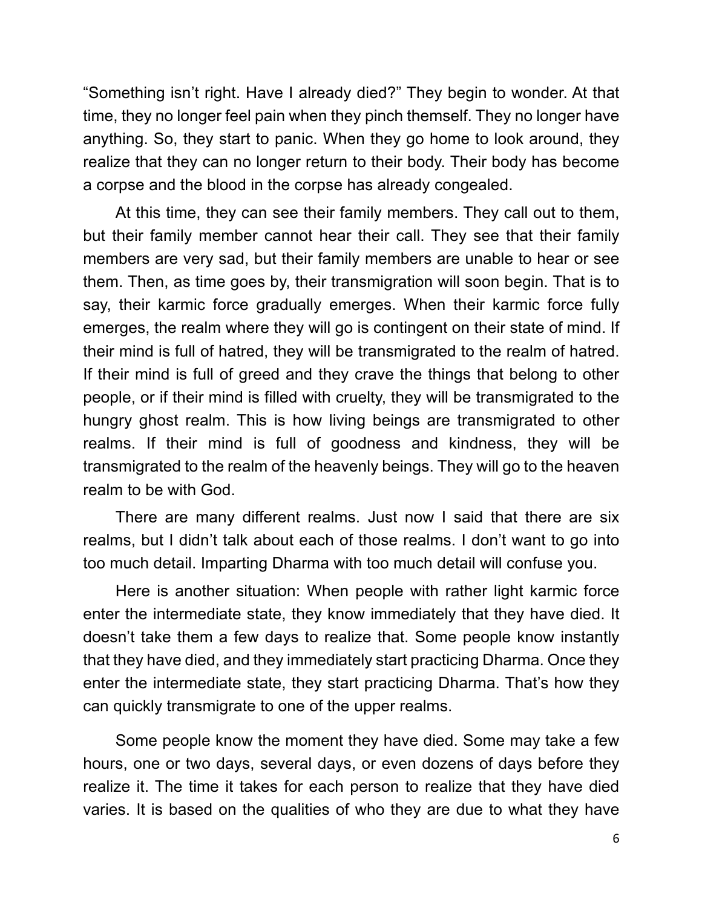"Something isn't right. Have I already died?" They begin to wonder. At that time, they no longer feel pain when they pinch themself. They no longer have anything. So, they start to panic. When they go home to look around, they realize that they can no longer return to their body. Their body has become a corpse and the blood in the corpse has already congealed.

At this time, they can see their family members. They call out to them, but their family member cannot hear their call. They see that their family members are very sad, but their family members are unable to hear or see them. Then, as time goes by, their transmigration will soon begin. That is to say, their karmic force gradually emerges. When their karmic force fully emerges, the realm where they will go is contingent on their state of mind. If their mind is full of hatred, they will be transmigrated to the realm of hatred. If their mind is full of greed and they crave the things that belong to other people, or if their mind is filled with cruelty, they will be transmigrated to the hungry ghost realm. This is how living beings are transmigrated to other realms. If their mind is full of goodness and kindness, they will be transmigrated to the realm of the heavenly beings. They will go to the heaven realm to be with God.

There are many different realms. Just now I said that there are six realms, but I didn't talk about each of those realms. I don't want to go into too much detail. Imparting Dharma with too much detail will confuse you.

Here is another situation: When people with rather light karmic force enter the intermediate state, they know immediately that they have died. It doesn't take them a few days to realize that. Some people know instantly that they have died, and they immediately start practicing Dharma. Once they enter the intermediate state, they start practicing Dharma. That's how they can quickly transmigrate to one of the upper realms.

Some people know the moment they have died. Some may take a few hours, one or two days, several days, or even dozens of days before they realize it. The time it takes for each person to realize that they have died varies. It is based on the qualities of who they are due to what they have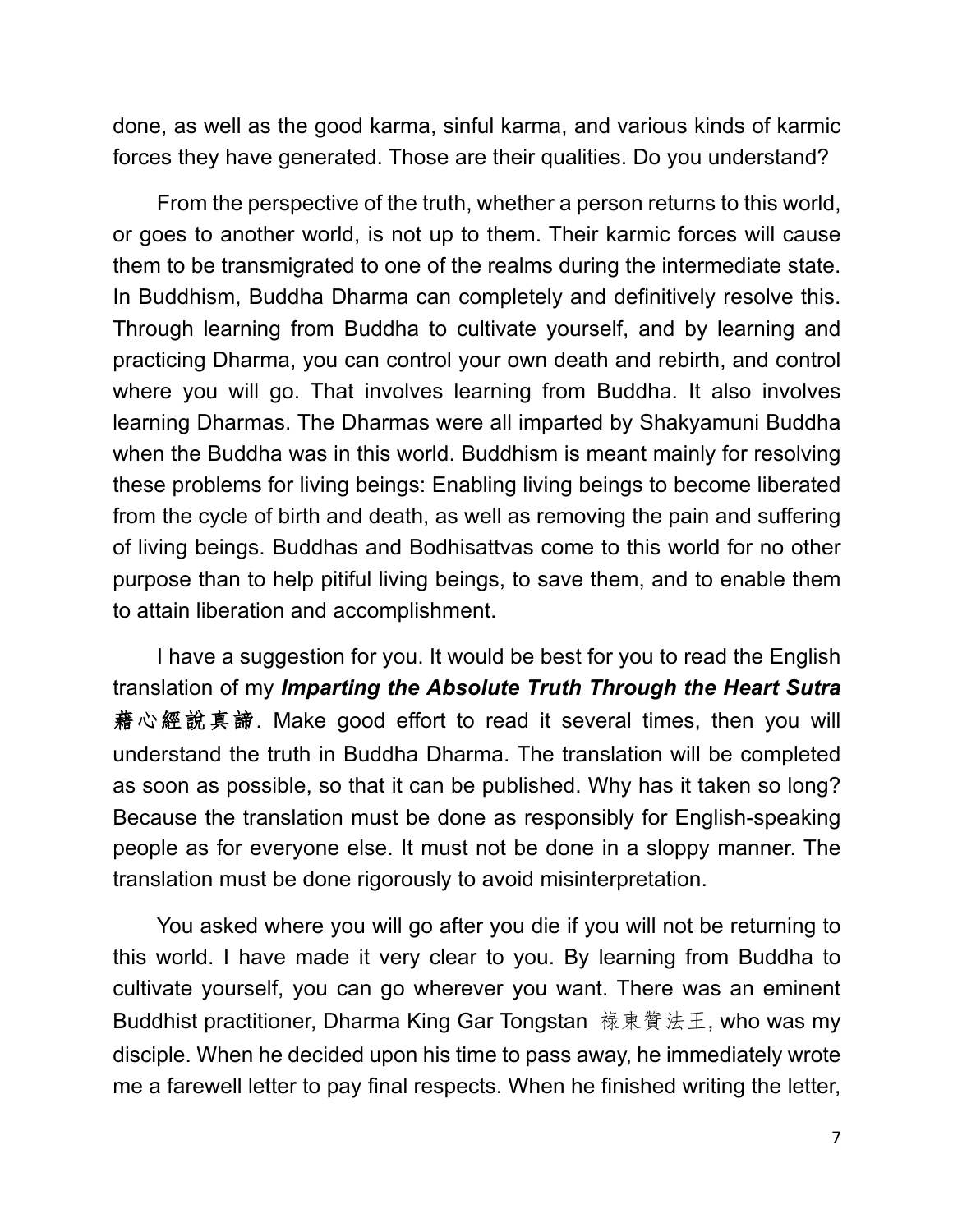done, as well as the good karma, sinful karma, and various kinds of karmic forces they have generated. Those are their qualities. Do you understand?

From the perspective of the truth, whether a person returns to this world, or goes to another world, is not up to them. Their karmic forces will cause them to be transmigrated to one of the realms during the intermediate state. In Buddhism, Buddha Dharma can completely and definitively resolve this. Through learning from Buddha to cultivate yourself, and by learning and practicing Dharma, you can control your own death and rebirth, and control where you will go. That involves learning from Buddha. It also involves learning Dharmas. The Dharmas were all imparted by Shakyamuni Buddha when the Buddha was in this world. Buddhism is meant mainly for resolving these problems for living beings: Enabling living beings to become liberated from the cycle of birth and death, as well as removing the pain and suffering of living beings. Buddhas and Bodhisattvas come to this world for no other purpose than to help pitiful living beings, to save them, and to enable them to attain liberation and accomplishment.

I have a suggestion for you. It would be best for you to read the English translation of my ***Imparting the Absolute Truth Through the Heart Sutra* 藉心經說真諦**. Make good effort to read it several times, then you will understand the truth in Buddha Dharma. The translation will be completed as soon as possible, so that it can be published. Why has it taken so long? Because the translation must be done as responsibly for English-speaking people as for everyone else. It must not be done in a sloppy manner. The translation must be done rigorously to avoid misinterpretation.

You asked where you will go after you die if you will not be returning to this world. I have made it very clear to you. By learning from Buddha to cultivate yourself, you can go wherever you want. There was an eminent Buddhist practitioner, Dharma King Gar Tongstan 祿東贊法王, who was my disciple. When he decided upon his time to pass away, he immediately wrote me a farewell letter to pay final respects. When he finished writing the letter,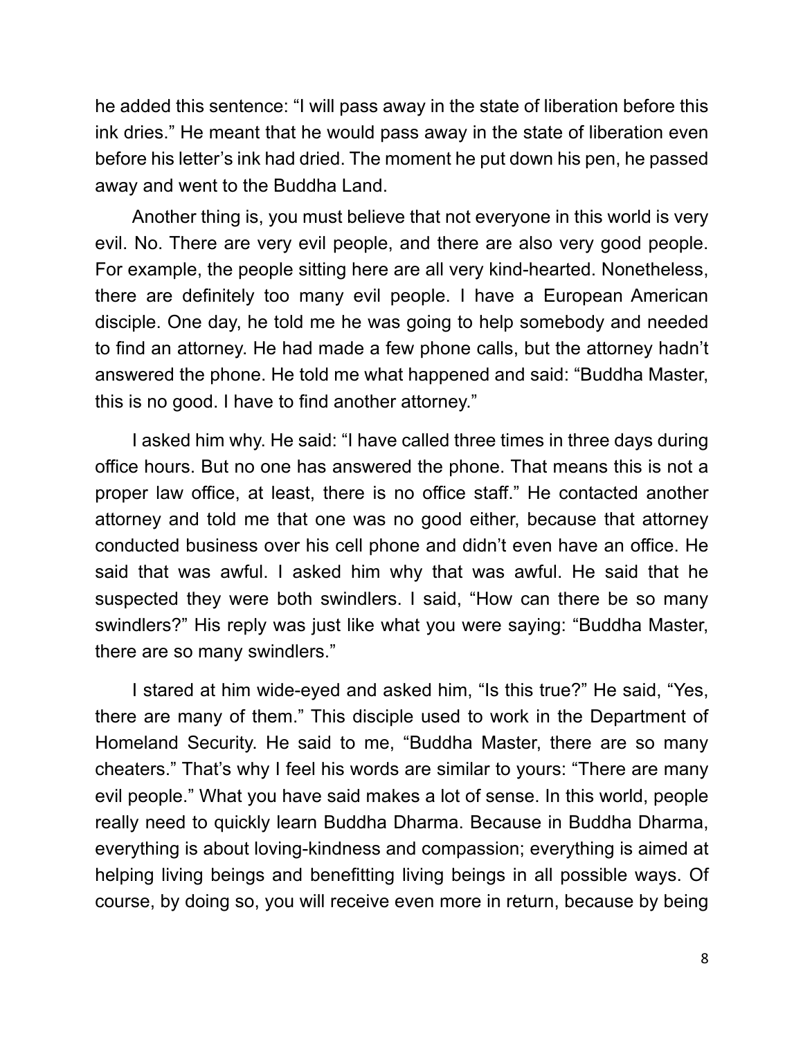he added this sentence: "I will pass away in the state of liberation before this ink dries." He meant that he would pass away in the state of liberation even before his letter's ink had dried. The moment he put down his pen, he passed away and went to the Buddha Land.

Another thing is, you must believe that not everyone in this world is very evil. No. There are very evil people, and there are also very good people. For example, the people sitting here are all very kind-hearted. Nonetheless, there are definitely too many evil people. I have a European American disciple. One day, he told me he was going to help somebody and needed to find an attorney. He had made a few phone calls, but the attorney hadn't answered the phone. He told me what happened and said: "Buddha Master, this is no good. I have to find another attorney."

I asked him why. He said: "I have called three times in three days during office hours. But no one has answered the phone. That means this is not a proper law office, at least, there is no office staff." He contacted another attorney and told me that one was no good either, because that attorney conducted business over his cell phone and didn't even have an office. He said that was awful. I asked him why that was awful. He said that he suspected they were both swindlers. I said, "How can there be so many swindlers?" His reply was just like what you were saying: "Buddha Master, there are so many swindlers."

I stared at him wide-eyed and asked him, "Is this true?" He said, "Yes, there are many of them." This disciple used to work in the Department of Homeland Security. He said to me, "Buddha Master, there are so many cheaters." That's why I feel his words are similar to yours: "There are many evil people." What you have said makes a lot of sense. In this world, people really need to quickly learn Buddha Dharma. Because in Buddha Dharma, everything is about loving-kindness and compassion; everything is aimed at helping living beings and benefitting living beings in all possible ways. Of course, by doing so, you will receive even more in return, because by being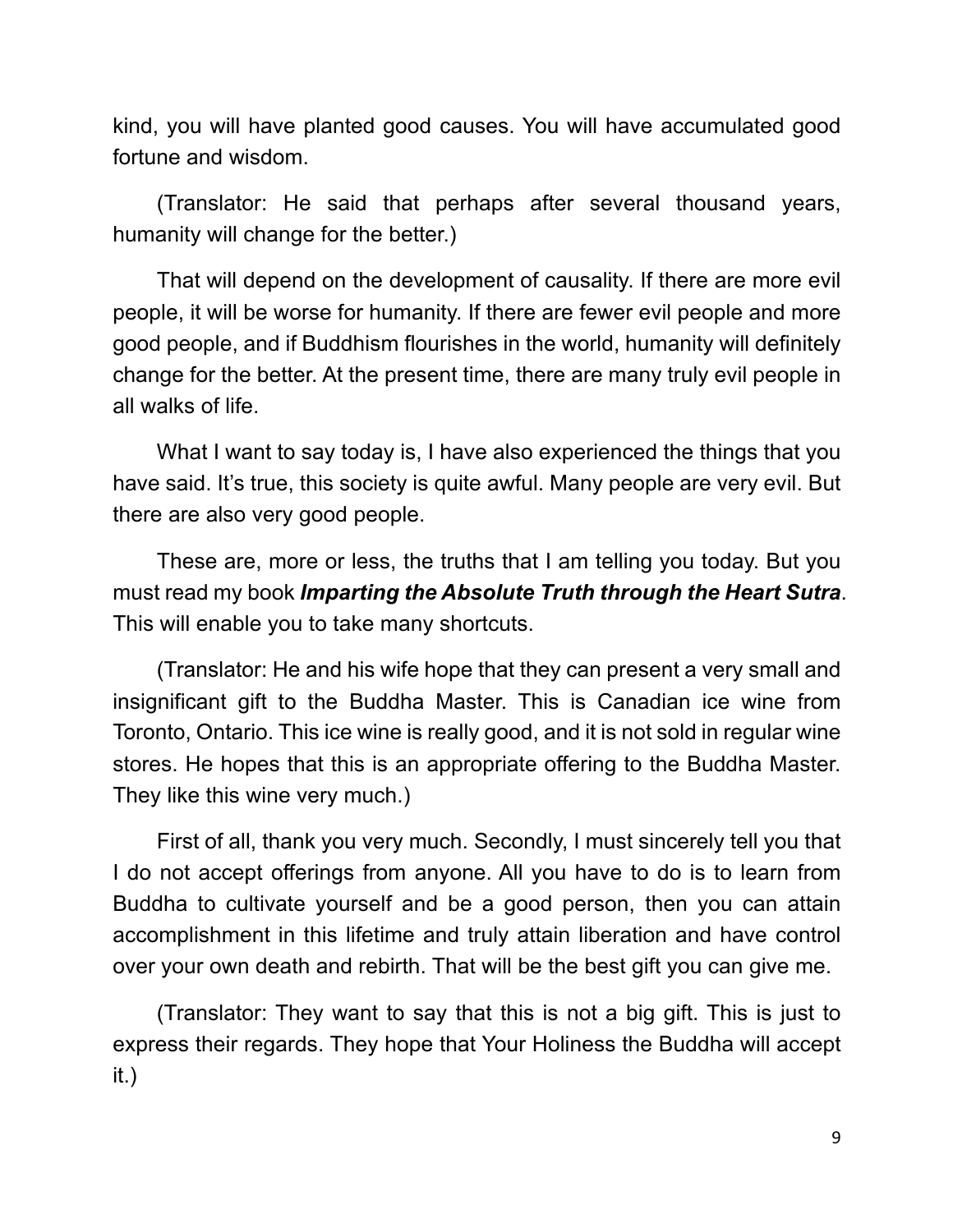kind, you will have planted good causes. You will have accumulated good fortune and wisdom.

(Translator: He said that perhaps after several thousand years, humanity will change for the better.)

That will depend on the development of causality. If there are more evil people, it will be worse for humanity. If there are fewer evil people and more good people, and if Buddhism flourishes in the world, humanity will definitely change for the better. At the present time, there are many truly evil people in all walks of life.

What I want to say today is, I have also experienced the things that you have said. It's true, this society is quite awful. Many people are very evil. But there are also very good people.

These are, more or less, the truths that I am telling you today. But you must read my book ***Imparting the Absolute Truth through the Heart Sutra***. This will enable you to take many shortcuts.

(Translator: He and his wife hope that they can present a very small and insignificant gift to the Buddha Master. This is Canadian ice wine from Toronto, Ontario. This ice wine is really good, and it is not sold in regular wine stores. He hopes that this is an appropriate offering to the Buddha Master. They like this wine very much.)

First of all, thank you very much. Secondly, I must sincerely tell you that I do not accept offerings from anyone. All you have to do is to learn from Buddha to cultivate yourself and be a good person, then you can attain accomplishment in this lifetime and truly attain liberation and have control over your own death and rebirth. That will be the best gift you can give me.

(Translator: They want to say that this is not a big gift. This is just to express their regards. They hope that Your Holiness the Buddha will accept it.)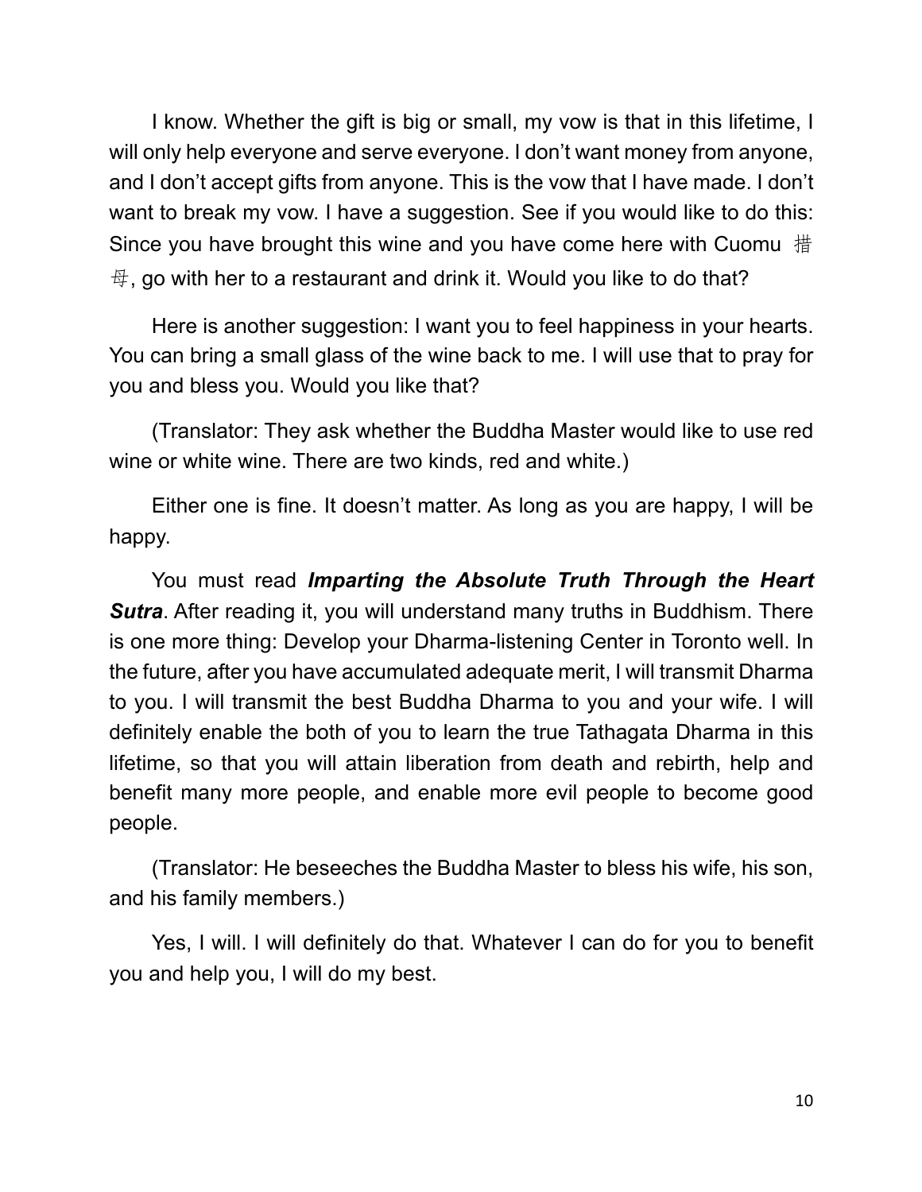I know. Whether the gift is big or small, my vow is that in this lifetime, I will only help everyone and serve everyone. I don't want money from anyone, and I don't accept gifts from anyone. This is the vow that I have made. I don't want to break my vow. I have a suggestion. See if you would like to do this: Since you have brought this wine and you have come here with Cuomu 措母, go with her to a restaurant and drink it. Would you like to do that?

Here is another suggestion: I want you to feel happiness in your hearts. You can bring a small glass of the wine back to me. I will use that to pray for you and bless you. Would you like that?

(Translator: They ask whether the Buddha Master would like to use red wine or white wine. There are two kinds, red and white.)

Either one is fine. It doesn't matter. As long as you are happy, I will be happy.

You must read ***Imparting the Absolute Truth Through the Heart Sutra***. After reading it, you will understand many truths in Buddhism. There is one more thing: Develop your Dharma-listening Center in Toronto well. In the future, after you have accumulated adequate merit, I will transmit Dharma to you. I will transmit the best Buddha Dharma to you and your wife. I will definitely enable the both of you to learn the true Tathagata Dharma in this lifetime, so that you will attain liberation from death and rebirth, help and benefit many more people, and enable more evil people to become good people.

(Translator: He beseeches the Buddha Master to bless his wife, his son, and his family members.)

Yes, I will. I will definitely do that. Whatever I can do for you to benefit you and help you, I will do my best.